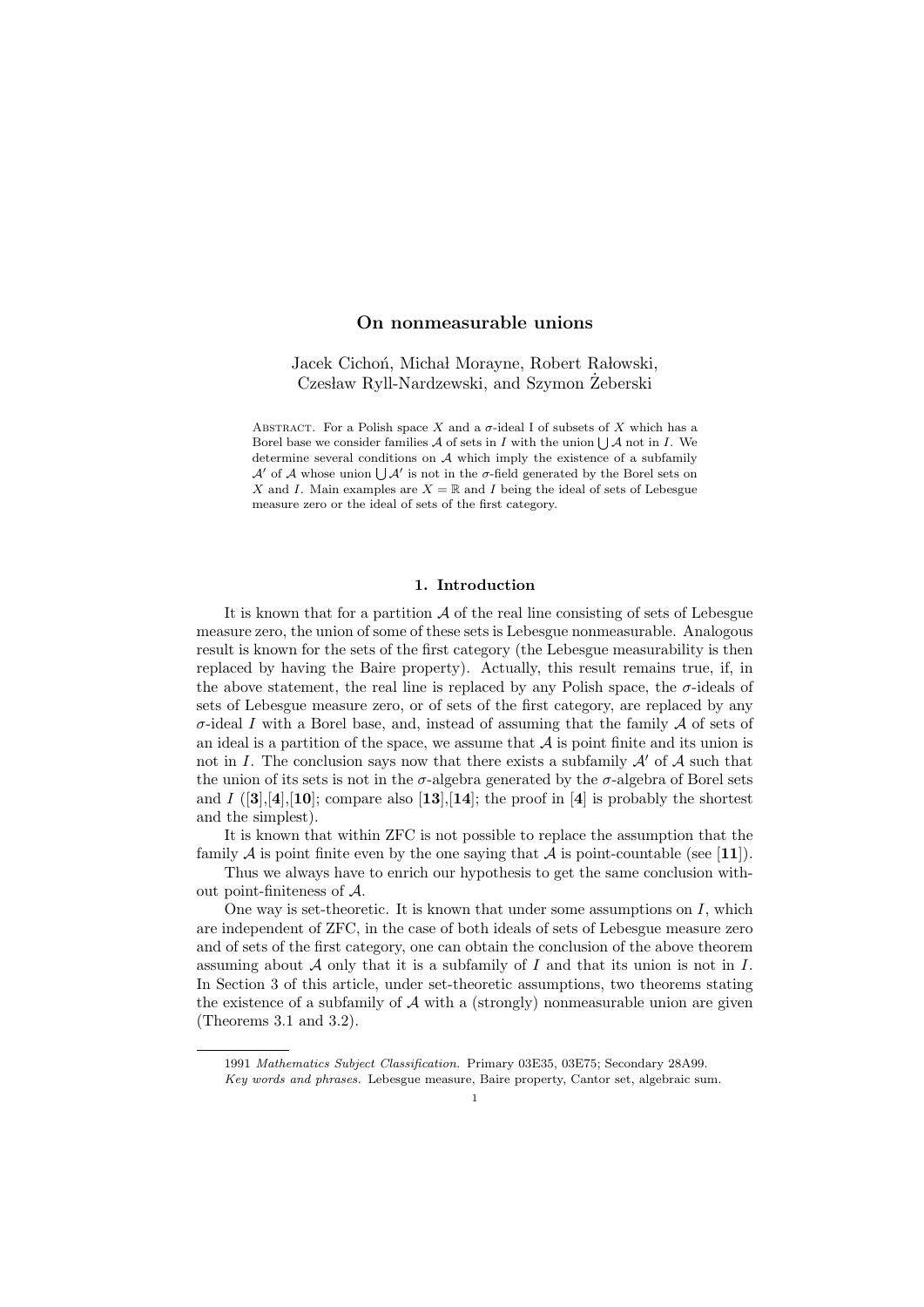# On nonmeasurable unions

Jacek Cichoń, Michał Morayne, Robert Rałowski,
Czesław Ryll-Nardzewski, and Szymon Żeberski

Abstract. For a Polish space $X$ and a $\sigma$-ideal I of subsets of $X$ which has a Borel base we consider families $\mathcal{A}$ of sets in $I$ with the union $\bigcup \mathcal{A}$ not in $I$. We determine several conditions on $\mathcal{A}$ which imply the existence of a subfamily $\mathcal{A}'$ of $\mathcal{A}$ whose union $\bigcup \mathcal{A}'$ is not in the $\sigma$-field generated by the Borel sets on $X$ and $I$. Main examples are $X = \mathbb{R}$ and $I$ being the ideal of sets of Lebesgue measure zero or the ideal of sets of the first category.

## 1. Introduction

It is known that for a partition $\mathcal{A}$ of the real line consisting of sets of Lebesgue measure zero, the union of some of these sets is Lebesgue nonmeasurable. Analogous result is known for the sets of the first category (the Lebesgue measurability is then replaced by having the Baire property). Actually, this result remains true, if, in the above statement, the real line is replaced by any Polish space, the $\sigma$-ideals of sets of Lebesgue measure zero, or of sets of the first category, are replaced by any $\sigma$-ideal $I$ with a Borel base, and, instead of assuming that the family $\mathcal{A}$ of sets of an ideal is a partition of the space, we assume that $\mathcal{A}$ is point finite and its union is not in $I$. The conclusion says now that there exists a subfamily $\mathcal{A}'$ of $\mathcal{A}$ such that the union of its sets is not in the $\sigma$-algebra generated by the $\sigma$-algebra of Borel sets and $I$ ([**3**],[**4**],[**10**]; compare also [**13**],[**14**]; the proof in [**4**] is probably the shortest and the simplest).

It is known that within ZFC is not possible to replace the assumption that the family $\mathcal{A}$ is point finite even by the one saying that $\mathcal{A}$ is point-countable (see [**11**]).

Thus we always have to enrich our hypothesis to get the same conclusion without point-finiteness of $\mathcal{A}$.

One way is set-theoretic. It is known that under some assumptions on $I$, which are independent of ZFC, in the case of both ideals of sets of Lebesgue measure zero and of sets of the first category, one can obtain the conclusion of the above theorem assuming about $\mathcal{A}$ only that it is a subfamily of $I$ and that its union is not in $I$. In Section 3 of this article, under set-theoretic assumptions, two theorems stating the existence of a subfamily of $\mathcal{A}$ with a (strongly) nonmeasurable union are given (Theorems 3.1 and 3.2).

---

1991 *Mathematics Subject Classification.* Primary 03E35, 03E75; Secondary 28A99.

*Key words and phrases.* Lebesgue measure, Baire property, Cantor set, algebraic sum.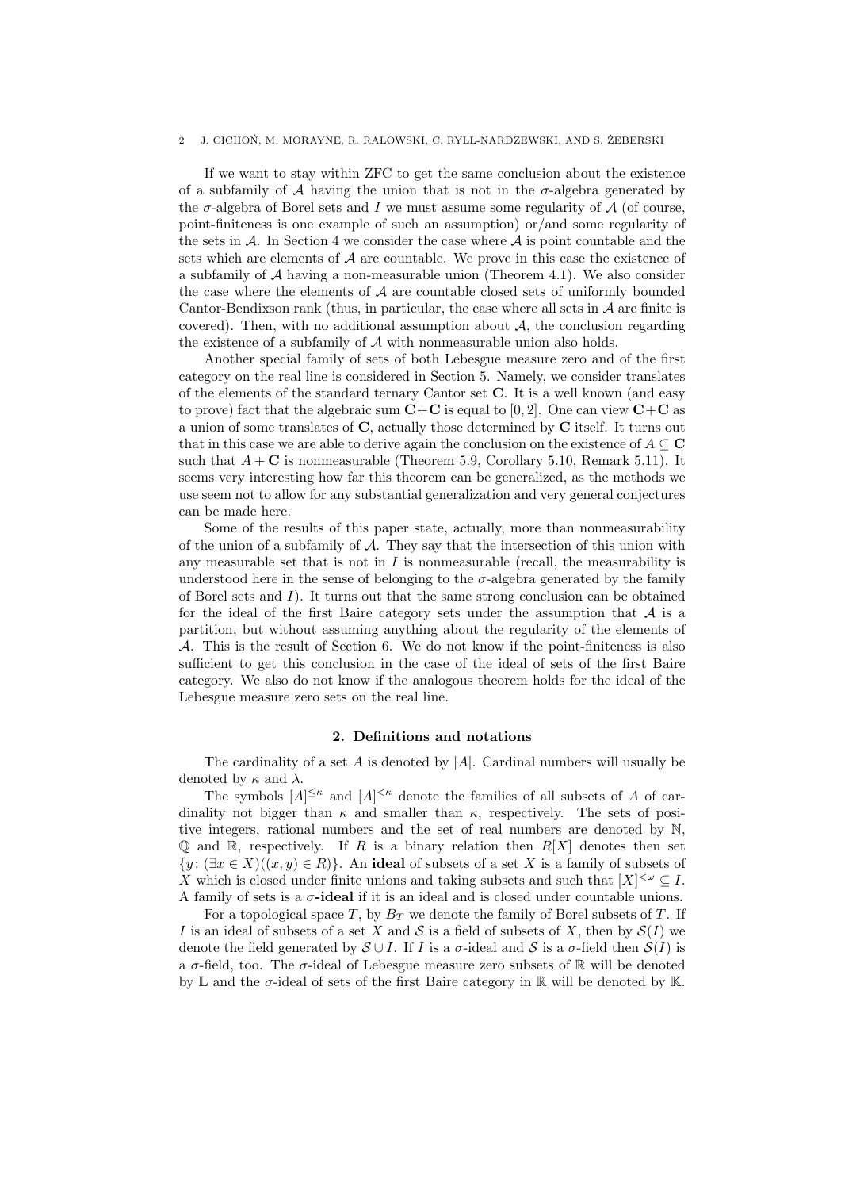If we want to stay within ZFC to get the same conclusion about the existence of a subfamily of $\mathcal{A}$ having the union that is not in the $\sigma$-algebra generated by the $\sigma$-algebra of Borel sets and $I$ we must assume some regularity of $\mathcal{A}$ (of course, point-finiteness is one example of such an assumption) or/and some regularity of the sets in $\mathcal{A}$. In Section 4 we consider the case where $\mathcal{A}$ is point countable and the sets which are elements of $\mathcal{A}$ are countable. We prove in this case the existence of a subfamily of $\mathcal{A}$ having a non-measurable union (Theorem 4.1). We also consider the case where the elements of $\mathcal{A}$ are countable closed sets of uniformly bounded Cantor-Bendixson rank (thus, in particular, the case where all sets in $\mathcal{A}$ are finite is covered). Then, with no additional assumption about $\mathcal{A}$, the conclusion regarding the existence of a subfamily of $\mathcal{A}$ with nonmeasurable union also holds.

Another special family of sets of both Lebesgue measure zero and of the first category on the real line is considered in Section 5. Namely, we consider translates of the elements of the standard ternary Cantor set $\mathbf{C}$. It is a well known (and easy to prove) fact that the algebraic sum $\mathbf{C}+\mathbf{C}$ is equal to $[0,2]$. One can view $\mathbf{C}+\mathbf{C}$ as a union of some translates of $\mathbf{C}$, actually those determined by $\mathbf{C}$ itself. It turns out that in this case we are able to derive again the conclusion on the existence of $A \subseteq \mathbf{C}$ such that $A+\mathbf{C}$ is nonmeasurable (Theorem 5.9, Corollary 5.10, Remark 5.11). It seems very interesting how far this theorem can be generalized, as the methods we use seem not to allow for any substantial generalization and very general conjectures can be made here.

Some of the results of this paper state, actually, more than nonmeasurability of the union of a subfamily of $\mathcal{A}$. They say that the intersection of this union with any measurable set that is not in $I$ is nonmeasurable (recall, the measurability is understood here in the sense of belonging to the $\sigma$-algebra generated by the family of Borel sets and $I$). It turns out that the same strong conclusion can be obtained for the ideal of the first Baire category sets under the assumption that $\mathcal{A}$ is a partition, but without assuming anything about the regularity of the elements of $\mathcal{A}$. This is the result of Section 6. We do not know if the point-finiteness is also sufficient to get this conclusion in the case of the ideal of sets of the first Baire category. We also do not know if the analogous theorem holds for the ideal of the Lebesgue measure zero sets on the real line.

## 2. Definitions and notations

The cardinality of a set $A$ is denoted by $|A|$. Cardinal numbers will usually be denoted by $\kappa$ and $\lambda$.

The symbols $[A]^{\leq\kappa}$ and $[A]^{<\kappa}$ denote the families of all subsets of $A$ of cardinality not bigger than $\kappa$ and smaller than $\kappa$, respectively. The sets of positive integers, rational numbers and the set of real numbers are denoted by $\mathbb{N}$, $\mathbb{Q}$ and $\mathbb{R}$, respectively. If $R$ is a binary relation then $R[X]$ denotes then set $\{y\colon (\exists x \in X)((x,y) \in R)\}$. An **ideal** of subsets of a set $X$ is a family of subsets of $X$ which is closed under finite unions and taking subsets and such that $[X]^{<\omega} \subseteq I$. A family of sets is a **$\sigma$-ideal** if it is an ideal and is closed under countable unions.

For a topological space $T$, by $B_T$ we denote the family of Borel subsets of $T$. If $I$ is an ideal of subsets of a set $X$ and $\mathcal{S}$ is a field of subsets of $X$, then by $\mathcal{S}(I)$ we denote the field generated by $\mathcal{S} \cup I$. If $I$ is a $\sigma$-ideal and $\mathcal{S}$ is a $\sigma$-field then $\mathcal{S}(I)$ is a $\sigma$-field, too. The $\sigma$-ideal of Lebesgue measure zero subsets of $\mathbb{R}$ will be denoted by $\mathbb{L}$ and the $\sigma$-ideal of sets of the first Baire category in $\mathbb{R}$ will be denoted by $\mathbb{K}$.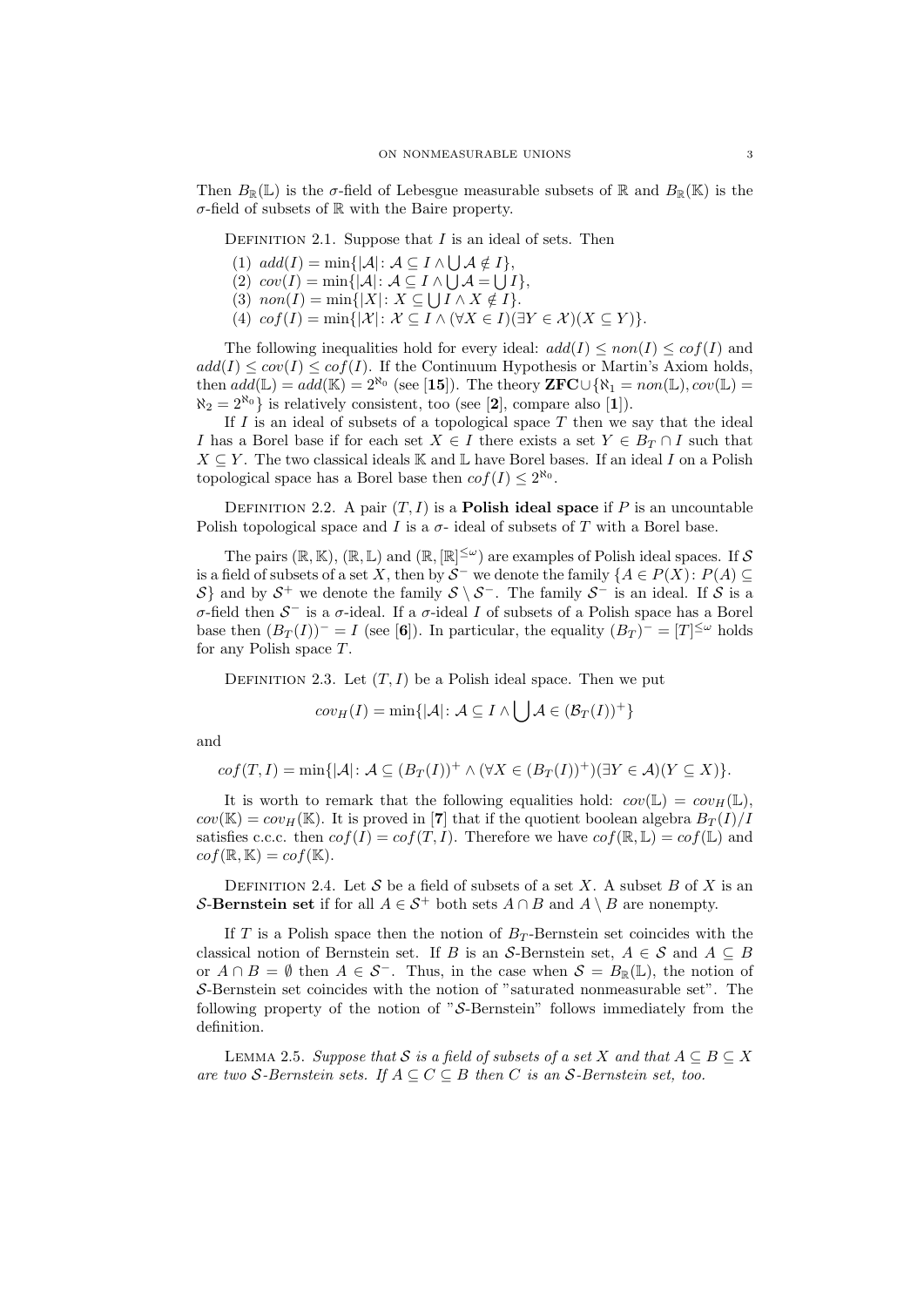Then $B_{\mathbb{R}}(\mathbb{L})$ is the $\sigma$-field of Lebesgue measurable subsets of $\mathbb{R}$ and $B_{\mathbb{R}}(\mathbb{K})$ is the $\sigma$-field of subsets of $\mathbb{R}$ with the Baire property.

Definition 2.1. Suppose that $I$ is an ideal of sets. Then

1. $add(I) = \min\{|\mathcal{A}| \colon \mathcal{A} \subseteq I \wedge \bigcup \mathcal{A} \notin I\}$,
2. $cov(I) = \min\{|\mathcal{A}| \colon \mathcal{A} \subseteq I \wedge \bigcup \mathcal{A} = \bigcup I\}$,
3. $non(I) = \min\{|X| \colon X \subseteq \bigcup I \wedge X \notin I\}$.
4. $cof(I) = \min\{|\mathcal{X}| \colon \mathcal{X} \subseteq I \wedge (\forall X \in I)(\exists Y \in \mathcal{X})(X \subseteq Y)\}$.

The following inequalities hold for every ideal: $add(I) \leq non(I) \leq cof(I)$ and $add(I) \leq cov(I) \leq cof(I)$. If the Continuum Hypothesis or Martin's Axiom holds, then $add(\mathbb{L}) = add(\mathbb{K}) = 2^{\aleph_0}$ (see [**15**]). The theory $\mathbf{ZFC} \cup \{\aleph_1 = non(\mathbb{L}), cov(\mathbb{L}) = \aleph_2 = 2^{\aleph_0}\}$ is relatively consistent, too (see [**2**], compare also [**1**]).

If $I$ is an ideal of subsets of a topological space $T$ then we say that the ideal $I$ has a Borel base if for each set $X \in I$ there exists a set $Y \in B_T \cap I$ such that $X \subseteq Y$. The two classical ideals $\mathbb{K}$ and $\mathbb{L}$ have Borel bases. If an ideal $I$ on a Polish topological space has a Borel base then $cof(I) \leq 2^{\aleph_0}$.

Definition 2.2. A pair $(T, I)$ is a **Polish ideal space** if $P$ is an uncountable Polish topological space and $I$ is a $\sigma$- ideal of subsets of $T$ with a Borel base.

The pairs $(\mathbb{R}, \mathbb{K})$, $(\mathbb{R}, \mathbb{L})$ and $(\mathbb{R}, [\mathbb{R}]^{\leq\omega})$ are examples of Polish ideal spaces. If $\mathcal{S}$ is a field of subsets of a set $X$, then by $\mathcal{S}^-$ we denote the family $\{A \in P(X) \colon P(A) \subseteq \mathcal{S}\}$ and by $\mathcal{S}^+$ we denote the family $\mathcal{S} \setminus \mathcal{S}^-$. The family $\mathcal{S}^-$ is an ideal. If $\mathcal{S}$ is a $\sigma$-field then $\mathcal{S}^-$ is a $\sigma$-ideal. If a $\sigma$-ideal $I$ of subsets of a Polish space has a Borel base then $(B_T(I))^- = I$ (see [**6**]). In particular, the equality $(B_T)^- = [T]^{\leq\omega}$ holds for any Polish space $T$.

Definition 2.3. Let $(T, I)$ be a Polish ideal space. Then we put

$$cov_H(I) = \min\{|\mathcal{A}| \colon \mathcal{A} \subseteq I \wedge \bigcup \mathcal{A} \in (\mathcal{B}_T(I))^+\}$$

and

$$cof(T, I) = \min\{|\mathcal{A}| \colon \mathcal{A} \subseteq (B_T(I))^+ \wedge (\forall X \in (B_T(I))^+)(\exists Y \in \mathcal{A})(Y \subseteq X)\}.$$

It is worth to remark that the following equalities hold: $cov(\mathbb{L}) = cov_H(\mathbb{L})$, $cov(\mathbb{K}) = cov_H(\mathbb{K})$. It is proved in [**7**] that if the quotient boolean algebra $B_T(I)/I$ satisfies c.c.c. then $cof(I) = cof(T, I)$. Therefore we have $cof(\mathbb{R}, \mathbb{L}) = cof(\mathbb{L})$ and $cof(\mathbb{R}, \mathbb{K}) = cof(\mathbb{K})$.

Definition 2.4. Let $\mathcal{S}$ be a field of subsets of a set $X$. A subset $B$ of $X$ is an **$\mathcal{S}$-Bernstein set** if for all $A \in \mathcal{S}^+$ both sets $A \cap B$ and $A \setminus B$ are nonempty.

If $T$ is a Polish space then the notion of $B_T$-Bernstein set coincides with the classical notion of Bernstein set. If $B$ is an $\mathcal{S}$-Bernstein set, $A \in \mathcal{S}$ and $A \subseteq B$ or $A \cap B = \emptyset$ then $A \in \mathcal{S}^-$. Thus, in the case when $\mathcal{S} = B_{\mathbb{R}}(\mathbb{L})$, the notion of $\mathcal{S}$-Bernstein set coincides with the notion of "saturated nonmeasurable set". The following property of the notion of "$\mathcal{S}$-Bernstein" follows immediately from the definition.

Lemma 2.5. *Suppose that $\mathcal{S}$ is a field of subsets of a set $X$ and that $A \subseteq B \subseteq X$ are two $\mathcal{S}$-Bernstein sets. If $A \subseteq C \subseteq B$ then $C$ is an $\mathcal{S}$-Bernstein set, too.*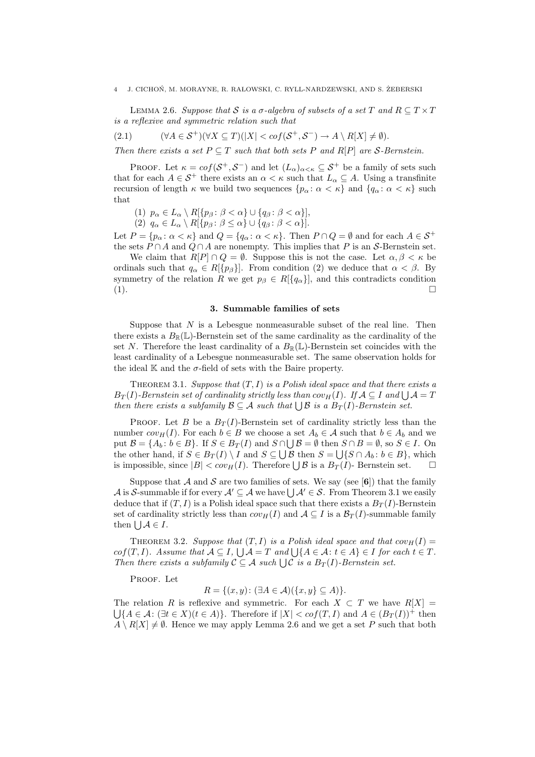**Lemma 2.6.** *Suppose that $\mathcal{S}$ is a $\sigma$-algebra of subsets of a set $T$ and $R \subseteq T \times T$ is a reflexive and symmetric relation such that*

$$(\forall A \in \mathcal{S}^+)(\forall X \subseteq T)(|X| < cof(\mathcal{S}^+, \mathcal{S}^-) \to A \setminus R[X] \neq \emptyset). \tag{2.1}$$

*Then there exists a set $P \subseteq T$ such that both sets $P$ and $R[P]$ are $\mathcal{S}$-Bernstein.*

Proof. Let $\kappa = cof(\mathcal{S}^+, \mathcal{S}^-)$ and let $(L_\alpha)_{\alpha<\kappa} \subseteq \mathcal{S}^+$ be a family of sets such that for each $A \in \mathcal{S}^+$ there exists an $\alpha < \kappa$ such that $L_\alpha \subseteq A$. Using a transfinite recursion of length $\kappa$ we build two sequences $\{p_\alpha : \alpha < \kappa\}$ and $\{q_\alpha : \alpha < \kappa\}$ such that

(1) $p_\alpha \in L_\alpha \setminus R[\{p_\beta : \beta < \alpha\} \cup \{q_\beta : \beta < \alpha\}]$,
(2) $q_\alpha \in L_\alpha \setminus R[\{p_\beta : \beta \leq \alpha\} \cup \{q_\beta : \beta < \alpha\}]$.

Let $P = \{p_\alpha : \alpha < \kappa\}$ and $Q = \{q_\alpha : \alpha < \kappa\}$. Then $P \cap Q = \emptyset$ and for each $A \in \mathcal{S}^+$ the sets $P \cap A$ and $Q \cap A$ are nonempty. This implies that $P$ is an $\mathcal{S}$-Bernstein set.

We claim that $R[P] \cap Q = \emptyset$. Suppose this is not the case. Let $\alpha, \beta < \kappa$ be ordinals such that $q_\alpha \in R[\{p_\beta\}]$. From condition (2) we deduce that $\alpha < \beta$. By symmetry of the relation $R$ we get $p_\beta \in R[\{q_\alpha\}]$, and this contradicts condition (1). $\square$

## 3. Summable families of sets

Suppose that $N$ is a Lebesgue nonmeasurable subset of the real line. Then there exists a $B_{\mathbb{R}}(\mathbb{L})$-Bernstein set of the same cardinality as the cardinality of the set $N$. Therefore the least cardinality of a $B_{\mathbb{R}}(\mathbb{L})$-Bernstein set coincides with the least cardinality of a Lebesgue nonmeasurable set. The same observation holds for the ideal $\mathbb{K}$ and the $\sigma$-field of sets with the Baire property.

**Theorem 3.1.** *Suppose that $(T, I)$ is a Polish ideal space and that there exists a $B_T(I)$-Bernstein set of cardinality strictly less than $cov_H(I)$. If $\mathcal{A} \subseteq I$ and $\bigcup \mathcal{A} = T$ then there exists a subfamily $\mathcal{B} \subseteq \mathcal{A}$ such that $\bigcup \mathcal{B}$ is a $B_T(I)$-Bernstein set.*

Proof. Let $B$ be a $B_T(I)$-Bernstein set of cardinality strictly less than the number $cov_H(I)$. For each $b \in B$ we choose a set $A_b \in \mathcal{A}$ such that $b \in A_b$ and we put $\mathcal{B} = \{A_b : b \in B\}$. If $S \in B_T(I)$ and $S \cap \bigcup \mathcal{B} = \emptyset$ then $S \cap B = \emptyset$, so $S \in I$. On the other hand, if $S \in B_T(I) \setminus I$ and $S \subseteq \bigcup \mathcal{B}$ then $S = \bigcup \{S \cap A_b : b \in B\}$, which is impossible, since $|B| < cov_H(I)$. Therefore $\bigcup \mathcal{B}$ is a $B_T(I)$- Bernstein set. $\square$

Suppose that $\mathcal{A}$ and $\mathcal{S}$ are two families of sets. We say (see [**6**]) that the family $\mathcal{A}$ is $\mathcal{S}$-summable if for every $\mathcal{A}' \subseteq \mathcal{A}$ we have $\bigcup \mathcal{A}' \in \mathcal{S}$. From Theorem 3.1 we easily deduce that if $(T, I)$ is a Polish ideal space such that there exists a $B_T(I)$-Bernstein set of cardinality strictly less than $cov_H(I)$ and $\mathcal{A} \subseteq I$ is a $\mathcal{B}_T(I)$-summable family then $\bigcup \mathcal{A} \in I$.

**Theorem 3.2.** *Suppose that $(T, I)$ is a Polish ideal space and that $cov_H(I) = cof(T, I)$. Assume that $\mathcal{A} \subseteq I$, $\bigcup \mathcal{A} = T$ and $\bigcup \{A \in \mathcal{A} : t \in A\} \in I$ for each $t \in T$. Then there exists a subfamily $\mathcal{C} \subseteq \mathcal{A}$ such $\bigcup \mathcal{C}$ is a $B_T(I)$-Bernstein set.*

Proof. Let

$$R = \{(x, y) : (\exists A \in \mathcal{A})(\{x, y\} \subseteq A)\}.$$

The relation $R$ is reflexive and symmetric. For each $X \subset T$ we have $R[X] = \bigcup \{A \in \mathcal{A} : (\exists t \in X)(t \in A)\}$. Therefore if $|X| < cof(T, I)$ and $A \in (B_T(I))^+$ then $A \setminus R[X] \neq \emptyset$. Hence we may apply Lemma 2.6 and we get a set $P$ such that both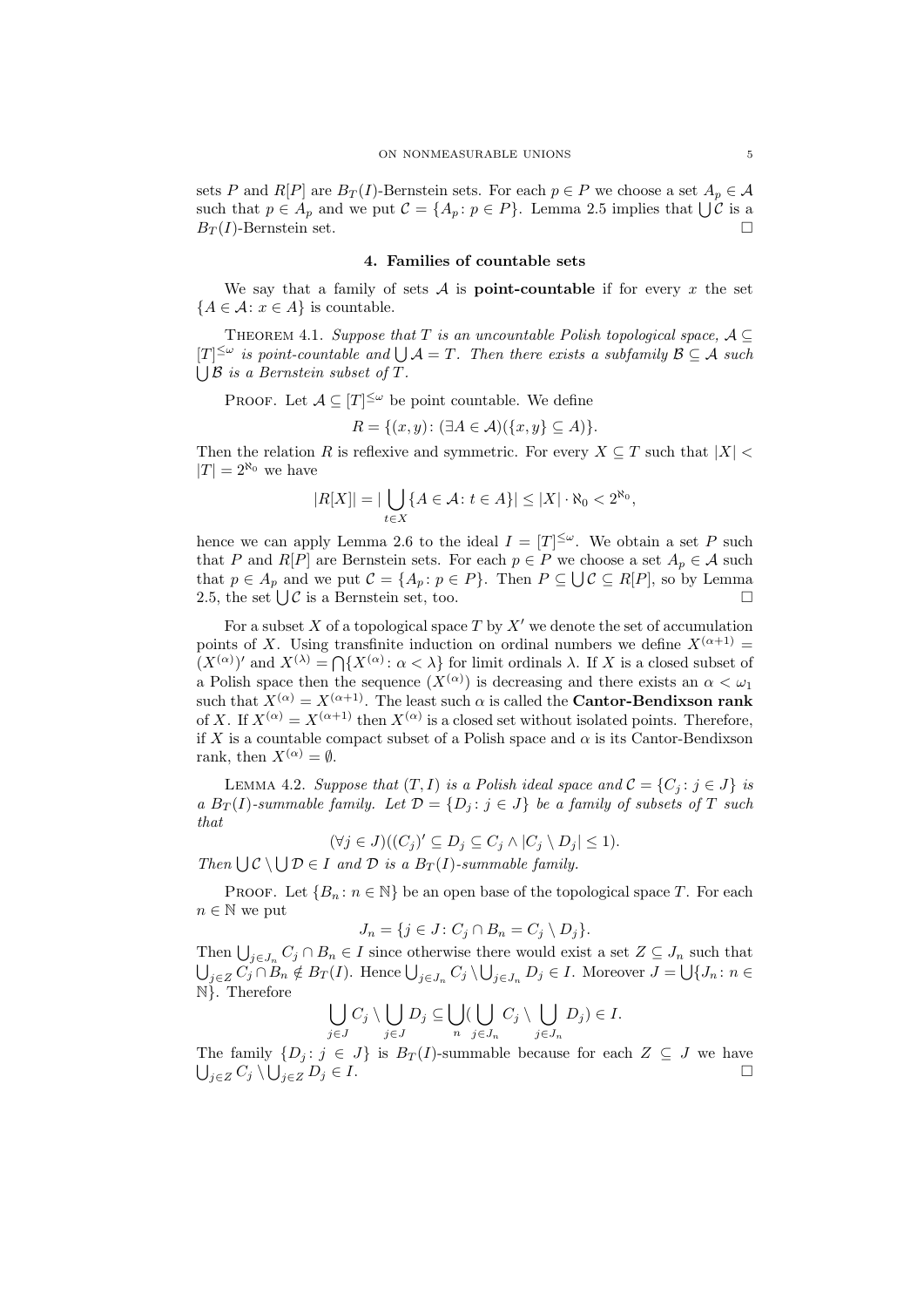sets $P$ and $R[P]$ are $B_T(I)$-Bernstein sets. For each $p \in P$ we choose a set $A_p \in \mathcal{A}$ such that $p \in A_p$ and we put $\mathcal{C} = \{A_p : p \in P\}$. Lemma 2.5 implies that $\bigcup \mathcal{C}$ is a $B_T(I)$-Bernstein set. □

## 4. Families of countable sets

We say that a family of sets $\mathcal{A}$ is **point-countable** if for every $x$ the set $\{A \in \mathcal{A} : x \in A\}$ is countable.

THEOREM 4.1. *Suppose that $T$ is an uncountable Polish topological space, $\mathcal{A} \subseteq [T]^{\leq\omega}$ is point-countable and $\bigcup \mathcal{A} = T$. Then there exists a subfamily $\mathcal{B} \subseteq \mathcal{A}$ such $\bigcup \mathcal{B}$ is a Bernstein subset of $T$.*

PROOF. Let $\mathcal{A} \subseteq [T]^{\leq\omega}$ be point countable. We define

$$R = \{(x, y) : (\exists A \in \mathcal{A})(\{x, y\} \subseteq A)\}.$$

Then the relation $R$ is reflexive and symmetric. For every $X \subseteq T$ such that $|X| < |T| = 2^{\aleph_0}$ we have

$$|R[X]| = |\bigcup_{t \in X} \{A \in \mathcal{A} : t \in A\}| \leq |X| \cdot \aleph_0 < 2^{\aleph_0},$$

hence we can apply Lemma 2.6 to the ideal $I = [T]^{\leq\omega}$. We obtain a set $P$ such that $P$ and $R[P]$ are Bernstein sets. For each $p \in P$ we choose a set $A_p \in \mathcal{A}$ such that $p \in A_p$ and we put $\mathcal{C} = \{A_p : p \in P\}$. Then $P \subseteq \bigcup \mathcal{C} \subseteq R[P]$, so by Lemma 2.5, the set $\bigcup \mathcal{C}$ is a Bernstein set, too. □

For a subset $X$ of a topological space $T$ by $X'$ we denote the set of accumulation points of $X$. Using transfinite induction on ordinal numbers we define $X^{(\alpha+1)} = (X^{(\alpha)})'$ and $X^{(\lambda)} = \bigcap\{X^{(\alpha)} : \alpha < \lambda\}$ for limit ordinals $\lambda$. If $X$ is a closed subset of a Polish space then the sequence $(X^{(\alpha)})$ is decreasing and there exists an $\alpha < \omega_1$ such that $X^{(\alpha)} = X^{(\alpha+1)}$. The least such $\alpha$ is called the **Cantor-Bendixson rank** of $X$. If $X^{(\alpha)} = X^{(\alpha+1)}$ then $X^{(\alpha)}$ is a closed set without isolated points. Therefore, if $X$ is a countable compact subset of a Polish space and $\alpha$ is its Cantor-Bendixson rank, then $X^{(\alpha)} = \emptyset$.

LEMMA 4.2. *Suppose that $(T, I)$ is a Polish ideal space and $\mathcal{C} = \{C_j : j \in J\}$ is a $B_T(I)$-summable family. Let $\mathcal{D} = \{D_j : j \in J\}$ be a family of subsets of $T$ such that*

$$(\forall j \in J)((C_j)' \subseteq D_j \subseteq C_j \wedge |C_j \setminus D_j| \leq 1).$$

*Then $\bigcup \mathcal{C} \setminus \bigcup \mathcal{D} \in I$ and $\mathcal{D}$ is a $B_T(I)$-summable family.*

PROOF. Let $\{B_n : n \in \mathbb{N}\}$ be an open base of the topological space $T$. For each $n \in \mathbb{N}$ we put

$$J_n = \{j \in J : C_j \cap B_n = C_j \setminus D_j\}.$$

Then $\bigcup_{j \in J_n} C_j \cap B_n \in I$ since otherwise there would exist a set $Z \subseteq J_n$ such that $\bigcup_{j \in Z} C_j \cap B_n \notin B_T(I)$. Hence $\bigcup_{j \in J_n} C_j \setminus \bigcup_{j \in J_n} D_j \in I$. Moreover $J = \bigcup\{J_n : n \in \mathbb{N}\}$. Therefore

$$\bigcup_{j \in J} C_j \setminus \bigcup_{j \in J} D_j \subseteq \bigcup_n (\bigcup_{j \in J_n} C_j \setminus \bigcup_{j \in J_n} D_j) \in I.$$

The family $\{D_j : j \in J\}$ is $B_T(I)$-summable because for each $Z \subseteq J$ we have $\bigcup_{j \in Z} C_j \setminus \bigcup_{j \in Z} D_j \in I$. □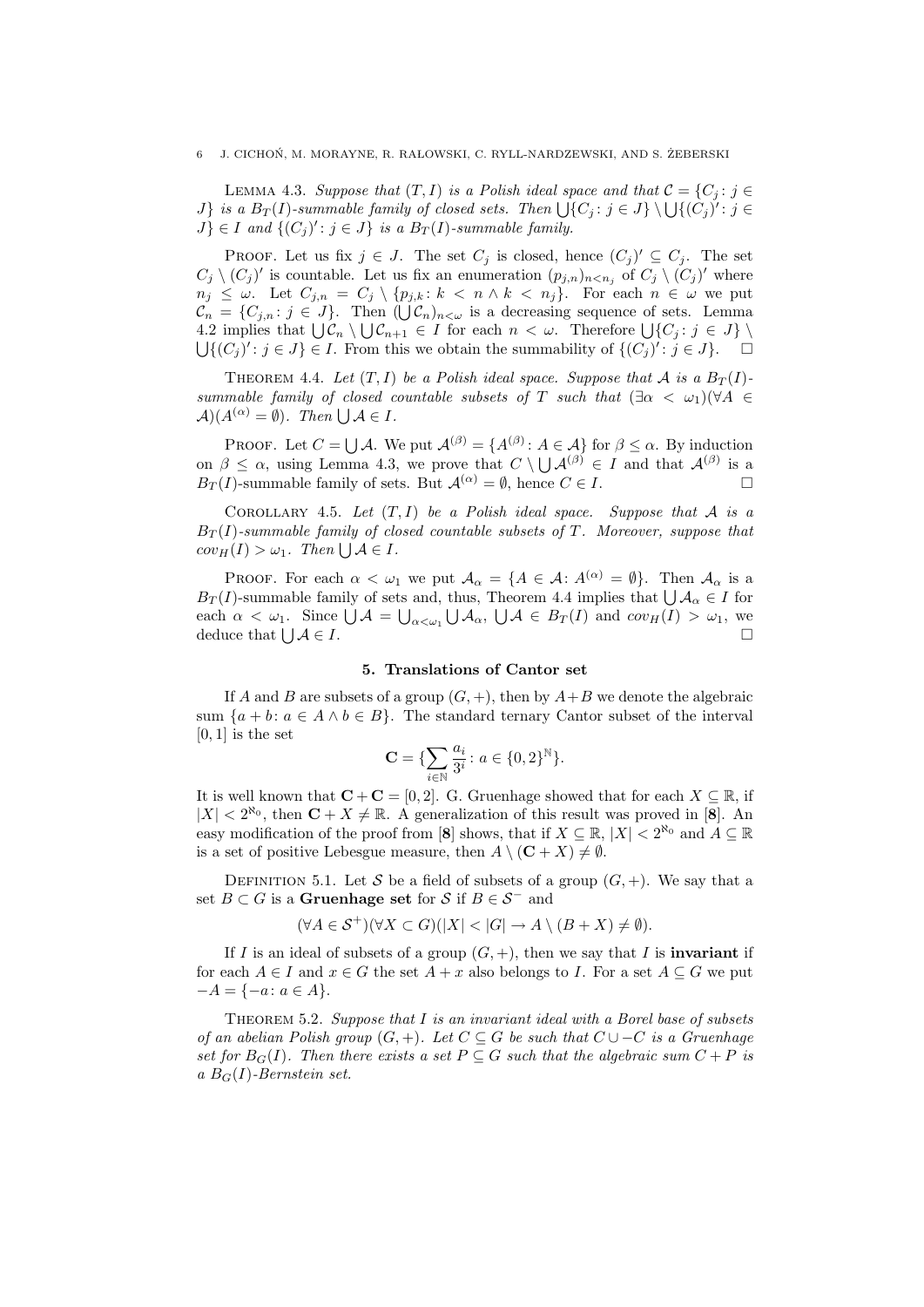Lemma 4.3. *Suppose that $(T, I)$ is a Polish ideal space and that $\mathcal{C} = \{C_j : j \in J\}$ is a $B_T(I)$-summable family of closed sets. Then $\bigcup\{C_j : j \in J\} \setminus \bigcup\{(C_j)' : j \in J\} \in I$ and $\{(C_j)' : j \in J\}$ is a $B_T(I)$-summable family.*

Proof. Let us fix $j \in J$. The set $C_j$ is closed, hence $(C_j)' \subseteq C_j$. The set $C_j \setminus (C_j)'$ is countable. Let us fix an enumeration $(p_{j,n})_{n<n_j}$ of $C_j \setminus (C_j)'$ where $n_j \leq \omega$. Let $C_{j,n} = C_j \setminus \{p_{j,k} : k < n \wedge k < n_j\}$. For each $n \in \omega$ we put $\mathcal{C}_n = \{C_{j,n} : j \in J\}$. Then $(\bigcup \mathcal{C}_n)_{n<\omega}$ is a decreasing sequence of sets. Lemma 4.2 implies that $\bigcup \mathcal{C}_n \setminus \bigcup \mathcal{C}_{n+1} \in I$ for each $n < \omega$. Therefore $\bigcup\{C_j : j \in J\} \setminus \bigcup\{(C_j)' : j \in J\} \in I$. From this we obtain the summability of $\{(C_j)' : j \in J\}$. $\square$

Theorem 4.4. *Let $(T, I)$ be a Polish ideal space. Suppose that $\mathcal{A}$ is a $B_T(I)$-summable family of closed countable subsets of $T$ such that $(\exists \alpha < \omega_1)(\forall A \in \mathcal{A})(A^{(\alpha)} = \emptyset)$. Then $\bigcup \mathcal{A} \in I$.*

Proof. Let $C = \bigcup \mathcal{A}$. We put $\mathcal{A}^{(\beta)} = \{A^{(\beta)} : A \in \mathcal{A}\}$ for $\beta \leq \alpha$. By induction on $\beta \leq \alpha$, using Lemma 4.3, we prove that $C \setminus \bigcup \mathcal{A}^{(\beta)} \in I$ and that $\mathcal{A}^{(\beta)}$ is a $B_T(I)$-summable family of sets. But $\mathcal{A}^{(\alpha)} = \emptyset$, hence $C \in I$. $\square$

Corollary 4.5. *Let $(T, I)$ be a Polish ideal space. Suppose that $\mathcal{A}$ is a $B_T(I)$-summable family of closed countable subsets of $T$. Moreover, suppose that $cov_H(I) > \omega_1$. Then $\bigcup \mathcal{A} \in I$.*

Proof. For each $\alpha < \omega_1$ we put $\mathcal{A}_\alpha = \{A \in \mathcal{A} : A^{(\alpha)} = \emptyset\}$. Then $\mathcal{A}_\alpha$ is a $B_T(I)$-summable family of sets and, thus, Theorem 4.4 implies that $\bigcup \mathcal{A}_\alpha \in I$ for each $\alpha < \omega_1$. Since $\bigcup \mathcal{A} = \bigcup_{\alpha<\omega_1} \bigcup \mathcal{A}_\alpha$, $\bigcup \mathcal{A} \in B_T(I)$ and $cov_H(I) > \omega_1$, we deduce that $\bigcup \mathcal{A} \in I$. $\square$

## 5. Translations of Cantor set

If $A$ and $B$ are subsets of a group $(G, +)$, then by $A + B$ we denote the algebraic sum $\{a + b : a \in A \wedge b \in B\}$. The standard ternary Cantor subset of the interval $[0, 1]$ is the set

$$\mathbf{C} = \{\sum_{i\in\mathbb{N}} \frac{a_i}{3^i} : a \in \{0, 2\}^{\mathbb{N}}\}.$$

It is well known that $\mathbf{C} + \mathbf{C} = [0, 2]$. G. Gruenhage showed that for each $X \subseteq \mathbb{R}$, if $|X| < 2^{\aleph_0}$, then $\mathbf{C} + X \neq \mathbb{R}$. A generalization of this result was proved in [**8**]. An easy modification of the proof from [**8**] shows, that if $X \subseteq \mathbb{R}$, $|X| < 2^{\aleph_0}$ and $A \subseteq \mathbb{R}$ is a set of positive Lebesgue measure, then $A \setminus (\mathbf{C} + X) \neq \emptyset$.

Definition 5.1. Let $\mathcal{S}$ be a field of subsets of a group $(G, +)$. We say that a set $B \subset G$ is a **Gruenhage set** for $\mathcal{S}$ if $B \in \mathcal{S}^-$ and

$$(\forall A \in \mathcal{S}^+)(\forall X \subset G)(|X| < |G| \to A \setminus (B + X) \neq \emptyset).$$

If $I$ is an ideal of subsets of a group $(G, +)$, then we say that $I$ is **invariant** if for each $A \in I$ and $x \in G$ the set $A + x$ also belongs to $I$. For a set $A \subseteq G$ we put $-A = \{-a : a \in A\}$.

Theorem 5.2. *Suppose that $I$ is an invariant ideal with a Borel base of subsets of an abelian Polish group $(G, +)$. Let $C \subseteq G$ be such that $C \cup -C$ is a Gruenhage set for $B_G(I)$. Then there exists a set $P \subseteq G$ such that the algebraic sum $C + P$ is a $B_G(I)$-Bernstein set.*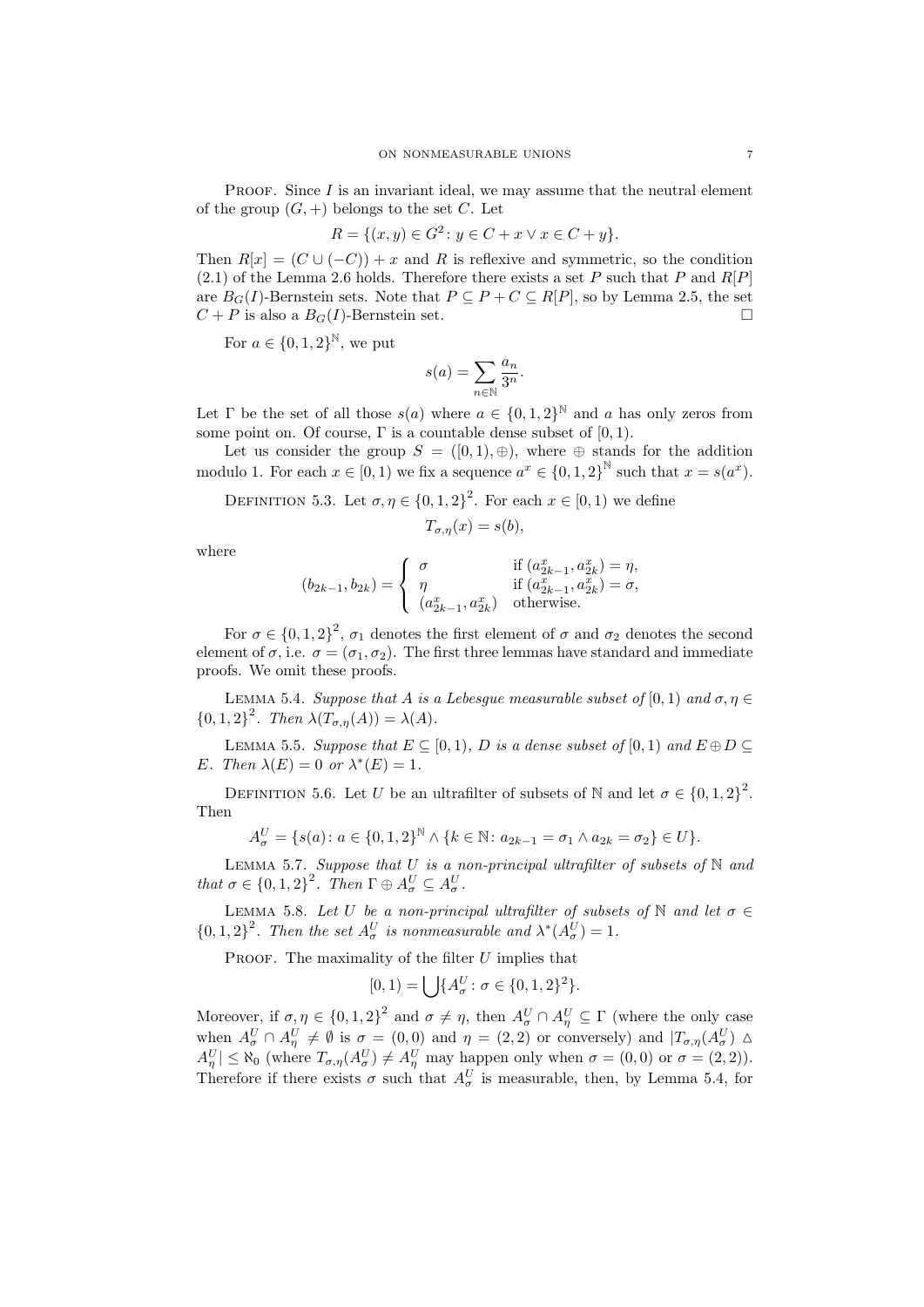PROOF. Since $I$ is an invariant ideal, we may assume that the neutral element of the group $(G, +)$ belongs to the set $C$. Let

$$R = \{(x, y) \in G^2 \colon y \in C + x \vee x \in C + y\}.$$

Then $R[x] = (C \cup (-C)) + x$ and $R$ is reflexive and symmetric, so the condition (2.1) of the Lemma 2.6 holds. Therefore there exists a set $P$ such that $P$ and $R[P]$ are $B_G(I)$-Bernstein sets. Note that $P \subseteq P + C \subseteq R[P]$, so by Lemma 2.5, the set $C + P$ is also a $B_G(I)$-Bernstein set. □

For $a \in \{0, 1, 2\}^{\mathbb{N}}$, we put

$$s(a) = \sum_{n \in \mathbb{N}} \frac{a_n}{3^n}.$$

Let $\Gamma$ be the set of all those $s(a)$ where $a \in \{0, 1, 2\}^{\mathbb{N}}$ and $a$ has only zeros from some point on. Of course, $\Gamma$ is a countable dense subset of $[0, 1)$.

Let us consider the group $S = ([0, 1), \oplus)$, where $\oplus$ stands for the addition modulo 1. For each $x \in [0, 1)$ we fix a sequence $a^x \in \{0, 1, 2\}^{\mathbb{N}}$ such that $x = s(a^x)$.

DEFINITION 5.3. Let $\sigma, \eta \in \{0, 1, 2\}^2$. For each $x \in [0, 1)$ we define

$$T_{\sigma,\eta}(x) = s(b),$$

where

$$(b_{2k-1}, b_{2k}) = \begin{cases} \sigma & \text{if } (a^x_{2k-1}, a^x_{2k}) = \eta, \\ \eta & \text{if } (a^x_{2k-1}, a^x_{2k}) = \sigma, \\ (a^x_{2k-1}, a^x_{2k}) & \text{otherwise.} \end{cases}$$

For $\sigma \in \{0, 1, 2\}^2$, $\sigma_1$ denotes the first element of $\sigma$ and $\sigma_2$ denotes the second element of $\sigma$, i.e. $\sigma = (\sigma_1, \sigma_2)$. The first three lemmas have standard and immediate proofs. We omit these proofs.

LEMMA 5.4. *Suppose that $A$ is a Lebesgue measurable subset of $[0, 1)$ and $\sigma, \eta \in \{0, 1, 2\}^2$. Then $\lambda(T_{\sigma,\eta}(A)) = \lambda(A)$.*

LEMMA 5.5. *Suppose that $E \subseteq [0, 1)$, $D$ is a dense subset of $[0, 1)$ and $E \oplus D \subseteq E$. Then $\lambda(E) = 0$ or $\lambda^*(E) = 1$.*

DEFINITION 5.6. Let $U$ be an ultrafilter of subsets of $\mathbb{N}$ and let $\sigma \in \{0, 1, 2\}^2$. Then

$$A^U_\sigma = \{s(a) \colon a \in \{0, 1, 2\}^{\mathbb{N}} \wedge \{k \in \mathbb{N} \colon a_{2k-1} = \sigma_1 \wedge a_{2k} = \sigma_2\} \in U\}.$$

LEMMA 5.7. *Suppose that $U$ is a non-principal ultrafilter of subsets of $\mathbb{N}$ and that $\sigma \in \{0, 1, 2\}^2$. Then $\Gamma \oplus A^U_\sigma \subseteq A^U_\sigma$.*

LEMMA 5.8. *Let $U$ be a non-principal ultrafilter of subsets of $\mathbb{N}$ and let $\sigma \in \{0, 1, 2\}^2$. Then the set $A^U_\sigma$ is nonmeasurable and $\lambda^*(A^U_\sigma) = 1$.*

PROOF. The maximality of the filter $U$ implies that

$$[0, 1) = \bigcup \{A^U_\sigma \colon \sigma \in \{0, 1, 2\}^2\}.$$

Moreover, if $\sigma, \eta \in \{0, 1, 2\}^2$ and $\sigma \neq \eta$, then $A^U_\sigma \cap A^U_\eta \subseteq \Gamma$ (where the only case when $A^U_\sigma \cap A^U_\eta \neq \emptyset$ is $\sigma = (0, 0)$ and $\eta = (2, 2)$ or conversely) and $|T_{\sigma,\eta}(A^U_\sigma) \triangle A^U_\eta| \leq \aleph_0$ (where $T_{\sigma,\eta}(A^U_\sigma) \neq A^U_\eta$ may happen only when $\sigma = (0, 0)$ or $\sigma = (2, 2)$). Therefore if there exists $\sigma$ such that $A^U_\sigma$ is measurable, then, by Lemma 5.4, for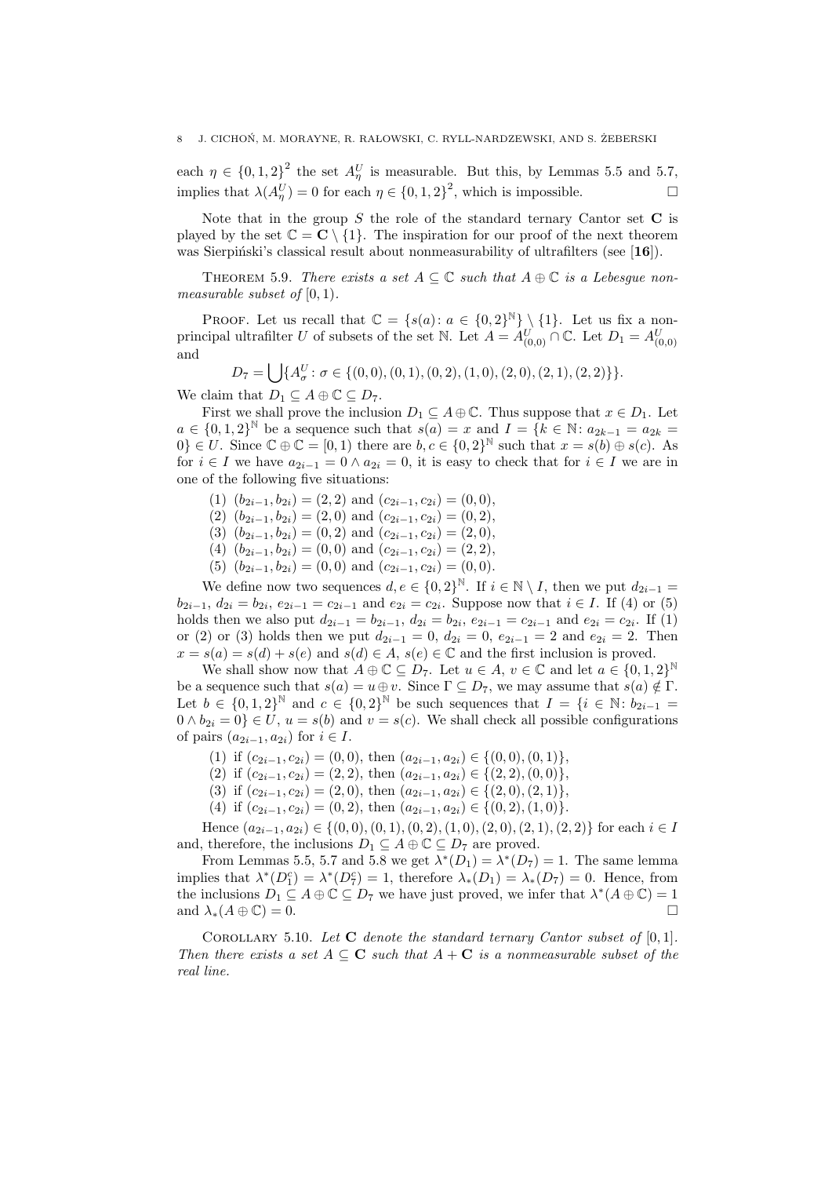each $\eta \in \{0,1,2\}^2$ the set $A^U_\eta$ is measurable. But this, by Lemmas 5.5 and 5.7, implies that $\lambda(A^U_\eta) = 0$ for each $\eta \in \{0,1,2\}^2$, which is impossible. $\square$

Note that in the group $S$ the role of the standard ternary Cantor set $\mathbf{C}$ is played by the set $\mathbb{C} = \mathbf{C} \setminus \{1\}$. The inspiration for our proof of the next theorem was Sierpiński's classical result about nonmeasurability of ultrafilters (see [**16**]).

Theorem 5.9. *There exists a set $A \subseteq \mathbb{C}$ such that $A \oplus \mathbb{C}$ is a Lebesgue nonmeasurable subset of $[0,1)$.*

Proof. Let us recall that $\mathbb{C} = \{s(a) \colon a \in \{0,2\}^{\mathbb{N}}\} \setminus \{1\}$. Let us fix a nonprincipal ultrafilter $U$ of subsets of the set $\mathbb{N}$. Let $A = A^U_{(0,0)} \cap \mathbb{C}$. Let $D_1 = A^U_{(0,0)}$ and

$$D_7 = \bigcup\{A^U_\sigma \colon \sigma \in \{(0,0),(0,1),(0,2),(1,0),(2,0),(2,1),(2,2)\}\}.$$

We claim that $D_1 \subseteq A \oplus \mathbb{C} \subseteq D_7$.

First we shall prove the inclusion $D_1 \subseteq A \oplus \mathbb{C}$. Thus suppose that $x \in D_1$. Let $a \in \{0,1,2\}^{\mathbb{N}}$ be a sequence such that $s(a) = x$ and $I = \{k \in \mathbb{N} \colon a_{2k-1} = a_{2k} = 0\} \in U$. Since $\mathbb{C} \oplus \mathbb{C} = [0,1)$ there are $b, c \in \{0,2\}^{\mathbb{N}}$ such that $x = s(b) \oplus s(c)$. As for $i \in I$ we have $a_{2i-1} = 0 \wedge a_{2i} = 0$, it is easy to check that for $i \in I$ we are in one of the following five situations:

(1) $(b_{2i-1}, b_{2i}) = (2,2)$ and $(c_{2i-1}, c_{2i}) = (0,0)$,
(2) $(b_{2i-1}, b_{2i}) = (2,0)$ and $(c_{2i-1}, c_{2i}) = (0,2)$,
(3) $(b_{2i-1}, b_{2i}) = (0,2)$ and $(c_{2i-1}, c_{2i}) = (2,0)$,
(4) $(b_{2i-1}, b_{2i}) = (0,0)$ and $(c_{2i-1}, c_{2i}) = (2,2)$,
(5) $(b_{2i-1}, b_{2i}) = (0,0)$ and $(c_{2i-1}, c_{2i}) = (0,0)$.

We define now two sequences $d, e \in \{0,2\}^{\mathbb{N}}$. If $i \in \mathbb{N} \setminus I$, then we put $d_{2i-1} = b_{2i-1}$, $d_{2i} = b_{2i}$, $e_{2i-1} = c_{2i-1}$ and $e_{2i} = c_{2i}$. Suppose now that $i \in I$. If (4) or (5) holds then we also put $d_{2i-1} = b_{2i-1}$, $d_{2i} = b_{2i}$, $e_{2i-1} = c_{2i-1}$ and $e_{2i} = c_{2i}$. If (1) or (2) or (3) holds then we put $d_{2i-1} = 0$, $d_{2i} = 0$, $e_{2i-1} = 2$ and $e_{2i} = 2$. Then $x = s(a) = s(d) + s(e)$ and $s(d) \in A$, $s(e) \in \mathbb{C}$ and the first inclusion is proved.

We shall show now that $A \oplus \mathbb{C} \subseteq D_7$. Let $u \in A$, $v \in \mathbb{C}$ and let $a \in \{0,1,2\}^{\mathbb{N}}$ be a sequence such that $s(a) = u \oplus v$. Since $\Gamma \subseteq D_7$, we may assume that $s(a) \notin \Gamma$. Let $b \in \{0,1,2\}^{\mathbb{N}}$ and $c \in \{0,2\}^{\mathbb{N}}$ be such sequences that $I = \{i \in \mathbb{N} \colon b_{2i-1} = 0 \wedge b_{2i} = 0\} \in U$, $u = s(b)$ and $v = s(c)$. We shall check all possible configurations of pairs $(a_{2i-1}, a_{2i})$ for $i \in I$.

(1) if $(c_{2i-1}, c_{2i}) = (0,0)$, then $(a_{2i-1}, a_{2i}) \in \{(0,0),(0,1)\}$,
(2) if $(c_{2i-1}, c_{2i}) = (2,2)$, then $(a_{2i-1}, a_{2i}) \in \{(2,2),(0,0)\}$,
(3) if $(c_{2i-1}, c_{2i}) = (2,0)$, then $(a_{2i-1}, a_{2i}) \in \{(2,0),(2,1)\}$,
(4) if $(c_{2i-1}, c_{2i}) = (0,2)$, then $(a_{2i-1}, a_{2i}) \in \{(0,2),(1,0)\}$.

Hence $(a_{2i-1}, a_{2i}) \in \{(0,0),(0,1),(0,2),(1,0),(2,0),(2,1),(2,2)\}$ for each $i \in I$ and, therefore, the inclusions $D_1 \subseteq A \oplus \mathbb{C} \subseteq D_7$ are proved.

From Lemmas 5.5, 5.7 and 5.8 we get $\lambda^*(D_1) = \lambda^*(D_7) = 1$. The same lemma implies that $\lambda^*(D_1^c) = \lambda^*(D_7^c) = 1$, therefore $\lambda_*(D_1) = \lambda_*(D_7) = 0$. Hence, from the inclusions $D_1 \subseteq A \oplus \mathbb{C} \subseteq D_7$ we have just proved, we infer that $\lambda^*(A \oplus \mathbb{C}) = 1$ and $\lambda_*(A \oplus \mathbb{C}) = 0$. $\square$

Corollary 5.10. *Let $\mathbf{C}$ denote the standard ternary Cantor subset of $[0,1]$. Then there exists a set $A \subseteq \mathbf{C}$ such that $A + \mathbf{C}$ is a nonmeasurable subset of the real line.*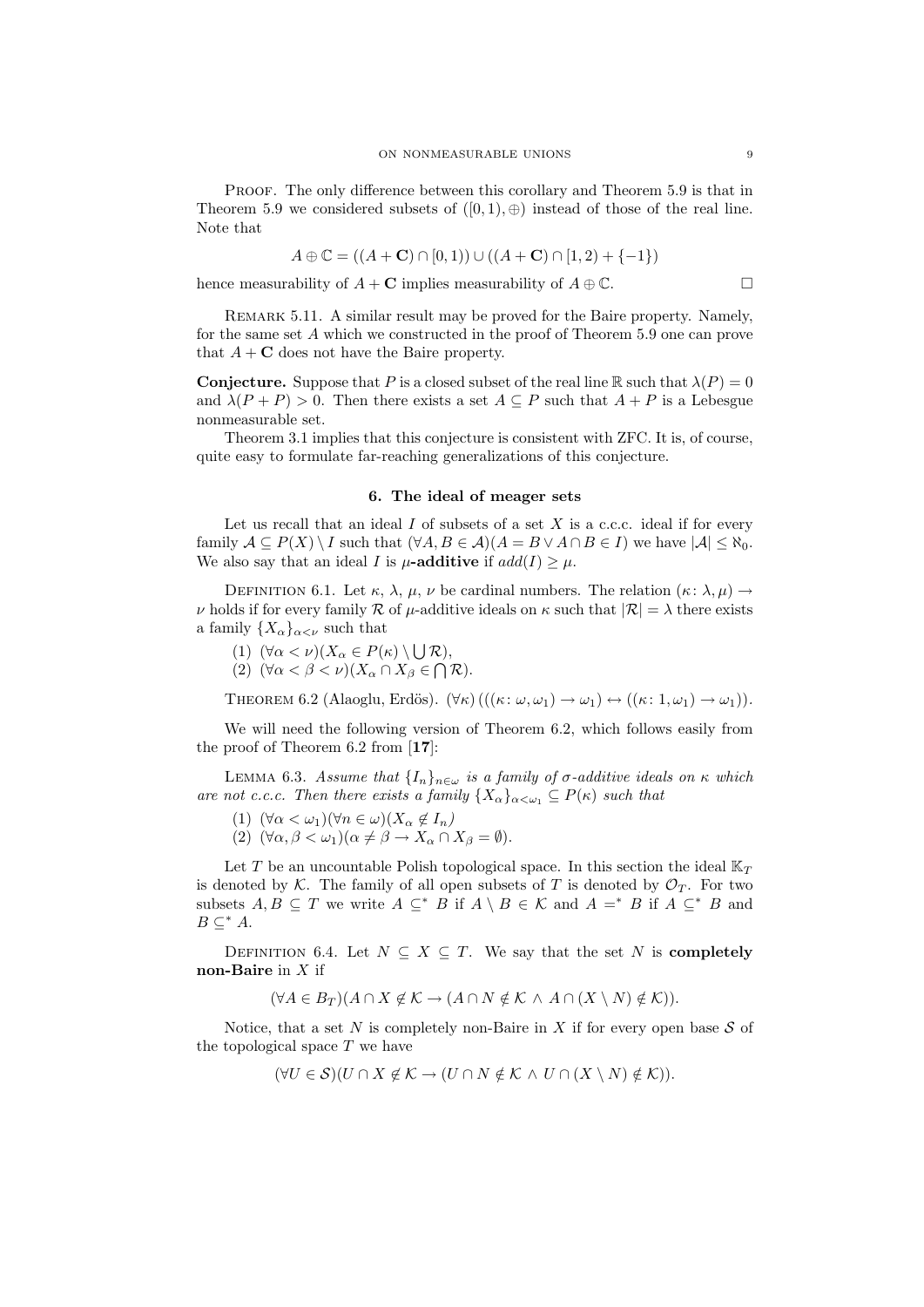Proof. The only difference between this corollary and Theorem 5.9 is that in Theorem 5.9 we considered subsets of $([0,1),\oplus)$ instead of those of the real line. Note that

$$A \oplus \mathbb{C} = ((A+\mathbf{C}) \cap [0,1)) \cup ((A+\mathbf{C}) \cap [1,2) + \{-1\})$$

hence measurability of $A+\mathbf{C}$ implies measurability of $A \oplus \mathbb{C}$. □

Remark 5.11. A similar result may be proved for the Baire property. Namely, for the same set $A$ which we constructed in the proof of Theorem 5.9 one can prove that $A+\mathbf{C}$ does not have the Baire property.

**Conjecture.** Suppose that $P$ is a closed subset of the real line $\mathbb{R}$ such that $\lambda(P)=0$ and $\lambda(P+P)>0$. Then there exists a set $A \subseteq P$ such that $A+P$ is a Lebesgue nonmeasurable set.

Theorem 3.1 implies that this conjecture is consistent with ZFC. It is, of course, quite easy to formulate far-reaching generalizations of this conjecture.

## 6. The ideal of meager sets

Let us recall that an ideal $I$ of subsets of a set $X$ is a c.c.c. ideal if for every family $\mathcal{A} \subseteq P(X)\setminus I$ such that $(\forall A,B \in \mathcal{A})(A=B \vee A\cap B \in I)$ we have $|\mathcal{A}| \leq \aleph_0$. We also say that an ideal $I$ is **$\mu$-additive** if $add(I) \geq \mu$.

Definition 6.1. Let $\kappa$, $\lambda$, $\mu$, $\nu$ be cardinal numbers. The relation $(\kappa\colon \lambda,\mu) \to \nu$ holds if for every family $\mathcal{R}$ of $\mu$-additive ideals on $\kappa$ such that $|\mathcal{R}|=\lambda$ there exists a family $\{X_\alpha\}_{\alpha<\nu}$ such that

(1) $(\forall \alpha<\nu)(X_\alpha \in P(\kappa)\setminus \bigcup \mathcal{R})$,
(2) $(\forall \alpha<\beta<\nu)(X_\alpha \cap X_\beta \in \bigcap \mathcal{R})$.

Theorem 6.2 (Alaoglu, Erdös). $(\forall \kappa)\,(((\kappa\colon \omega,\omega_1)\to\omega_1) \leftrightarrow ((\kappa\colon 1,\omega_1)\to\omega_1))$.

We will need the following version of Theorem 6.2, which follows easily from the proof of Theorem 6.2 from [**17**]:

Lemma 6.3. *Assume that $\{I_n\}_{n\in\omega}$ is a family of $\sigma$-additive ideals on $\kappa$ which are not c.c.c. Then there exists a family $\{X_\alpha\}_{\alpha<\omega_1} \subseteq P(\kappa)$ such that*

(1) $(\forall \alpha<\omega_1)(\forall n\in\omega)(X_\alpha \notin I_n)$
(2) $(\forall \alpha,\beta<\omega_1)(\alpha\neq\beta \to X_\alpha\cap X_\beta=\emptyset)$.

Let $T$ be an uncountable Polish topological space. In this section the ideal $\mathbb{K}_T$ is denoted by $\mathcal{K}$. The family of all open subsets of $T$ is denoted by $\mathcal{O}_T$. For two subsets $A,B\subseteq T$ we write $A\subseteq^* B$ if $A\setminus B\in\mathcal{K}$ and $A=^* B$ if $A\subseteq^* B$ and $B\subseteq^* A$.

Definition 6.4. Let $N\subseteq X\subseteq T$. We say that the set $N$ is **completely non-Baire** in $X$ if

$$(\forall A\in B_T)(A\cap X\notin\mathcal{K}\to(A\cap N\notin\mathcal{K}\wedge A\cap(X\setminus N)\notin\mathcal{K})).$$

Notice, that a set $N$ is completely non-Baire in $X$ if for every open base $\mathcal{S}$ of the topological space $T$ we have

$$(\forall U\in\mathcal{S})(U\cap X\notin\mathcal{K}\to(U\cap N\notin\mathcal{K}\wedge U\cap(X\setminus N)\notin\mathcal{K})).$$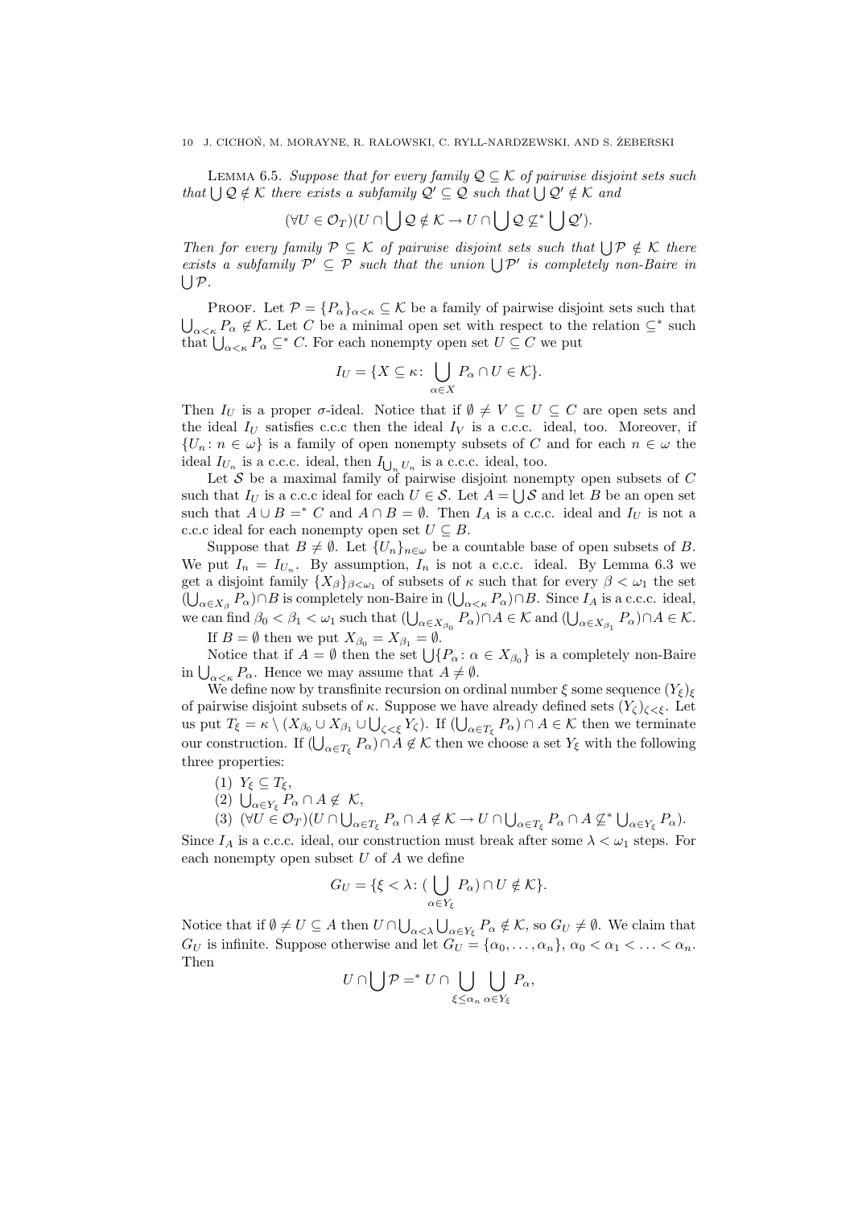**Lemma 6.5.** *Suppose that for every family $\mathcal{Q} \subseteq \mathcal{K}$ of pairwise disjoint sets such that $\bigcup \mathcal{Q} \notin \mathcal{K}$ there exists a subfamily $\mathcal{Q}' \subseteq \mathcal{Q}$ such that $\bigcup \mathcal{Q}' \notin \mathcal{K}$ and*

$$(\forall U \in \mathcal{O}_T)(U \cap \bigcup \mathcal{Q} \notin \mathcal{K} \to U \cap \bigcup \mathcal{Q} \not\subseteq^* \bigcup \mathcal{Q}').$$

*Then for every family $\mathcal{P} \subseteq \mathcal{K}$ of pairwise disjoint sets such that $\bigcup \mathcal{P} \notin \mathcal{K}$ there exists a subfamily $\mathcal{P}' \subseteq \mathcal{P}$ such that the union $\bigcup \mathcal{P}'$ is completely non-Baire in $\bigcup \mathcal{P}$.*

Proof. Let $\mathcal{P} = \{P_\alpha\}_{\alpha<\kappa} \subseteq \mathcal{K}$ be a family of pairwise disjoint sets such that $\bigcup_{\alpha<\kappa} P_\alpha \notin \mathcal{K}$. Let $C$ be a minimal open set with respect to the relation $\subseteq^*$ such that $\bigcup_{\alpha<\kappa} P_\alpha \subseteq^* C$. For each nonempty open set $U \subseteq C$ we put

$$I_U = \{X \subseteq \kappa \colon \bigcup_{\alpha \in X} P_\alpha \cap U \in \mathcal{K}\}.$$

Then $I_U$ is a proper $\sigma$-ideal. Notice that if $\emptyset \neq V \subseteq U \subseteq C$ are open sets and the ideal $I_U$ satisfies c.c.c then the ideal $I_V$ is a c.c.c. ideal, too. Moreover, if $\{U_n \colon n \in \omega\}$ is a family of open nonempty subsets of $C$ and for each $n \in \omega$ the ideal $I_{U_n}$ is a c.c.c. ideal, then $I_{\bigcup_n U_n}$ is a c.c.c. ideal, too.

Let $\mathcal{S}$ be a maximal family of pairwise disjoint nonempty open subsets of $C$ such that $I_U$ is a c.c.c ideal for each $U \in \mathcal{S}$. Let $A = \bigcup \mathcal{S}$ and let $B$ be an open set such that $A \cup B =^* C$ and $A \cap B = \emptyset$. Then $I_A$ is a c.c.c. ideal and $I_U$ is not a c.c.c ideal for each nonempty open set $U \subseteq B$.

Suppose that $B \neq \emptyset$. Let $\{U_n\}_{n\in\omega}$ be a countable base of open subsets of $B$. We put $I_n = I_{U_n}$. By assumption, $I_n$ is not a c.c.c. ideal. By Lemma 6.3 we get a disjoint family $\{X_\beta\}_{\beta<\omega_1}$ of subsets of $\kappa$ such that for every $\beta < \omega_1$ the set $(\bigcup_{\alpha \in X_\beta} P_\alpha) \cap B$ is completely non-Baire in $(\bigcup_{\alpha<\kappa} P_\alpha) \cap B$. Since $I_A$ is a c.c.c. ideal, we can find $\beta_0 < \beta_1 < \omega_1$ such that $(\bigcup_{\alpha \in X_{\beta_0}} P_\alpha) \cap A \in \mathcal{K}$ and $(\bigcup_{\alpha \in X_{\beta_1}} P_\alpha) \cap A \in \mathcal{K}$.

If $B = \emptyset$ then we put $X_{\beta_0} = X_{\beta_1} = \emptyset$.

Notice that if $A = \emptyset$ then the set $\bigcup\{P_\alpha \colon \alpha \in X_{\beta_0}\}$ is a completely non-Baire in $\bigcup_{\alpha<\kappa} P_\alpha$. Hence we may assume that $A \neq \emptyset$.

We define now by transfinite recursion on ordinal number $\xi$ some sequence $(Y_\xi)_\xi$ of pairwise disjoint subsets of $\kappa$. Suppose we have already defined sets $(Y_\zeta)_{\zeta<\xi}$. Let us put $T_\xi = \kappa \setminus (X_{\beta_0} \cup X_{\beta_1} \cup \bigcup_{\zeta<\xi} Y_\zeta)$. If $(\bigcup_{\alpha \in T_\xi} P_\alpha) \cap A \in \mathcal{K}$ then we terminate our construction. If $(\bigcup_{\alpha \in T_\xi} P_\alpha) \cap A \notin \mathcal{K}$ then we choose a set $Y_\xi$ with the following three properties:

1. $Y_\xi \subseteq T_\xi$,
2. $\bigcup_{\alpha \in Y_\xi} P_\alpha \cap A \notin \mathcal{K}$,
3. $(\forall U \in \mathcal{O}_T)(U \cap \bigcup_{\alpha \in T_\xi} P_\alpha \cap A \notin \mathcal{K} \to U \cap \bigcup_{\alpha \in T_\xi} P_\alpha \cap A \not\subseteq^* \bigcup_{\alpha \in Y_\xi} P_\alpha)$.

Since $I_A$ is a c.c.c. ideal, our construction must break after some $\lambda < \omega_1$ steps. For each nonempty open subset $U$ of $A$ we define

$$G_U = \{\xi < \lambda \colon (\bigcup_{\alpha \in Y_\xi} P_\alpha) \cap U \notin \mathcal{K}\}.$$

Notice that if $\emptyset \neq U \subseteq A$ then $U \cap \bigcup_{\alpha<\lambda} \bigcup_{\alpha \in Y_\xi} P_\alpha \notin \mathcal{K}$, so $G_U \neq \emptyset$. We claim that $G_U$ is infinite. Suppose otherwise and let $G_U = \{\alpha_0, \ldots, \alpha_n\}$, $\alpha_0 < \alpha_1 < \ldots < \alpha_n$. Then

$$U \cap \bigcup \mathcal{P} =^* U \cap \bigcup_{\xi \leq \alpha_n} \bigcup_{\alpha \in Y_\xi} P_\alpha,$$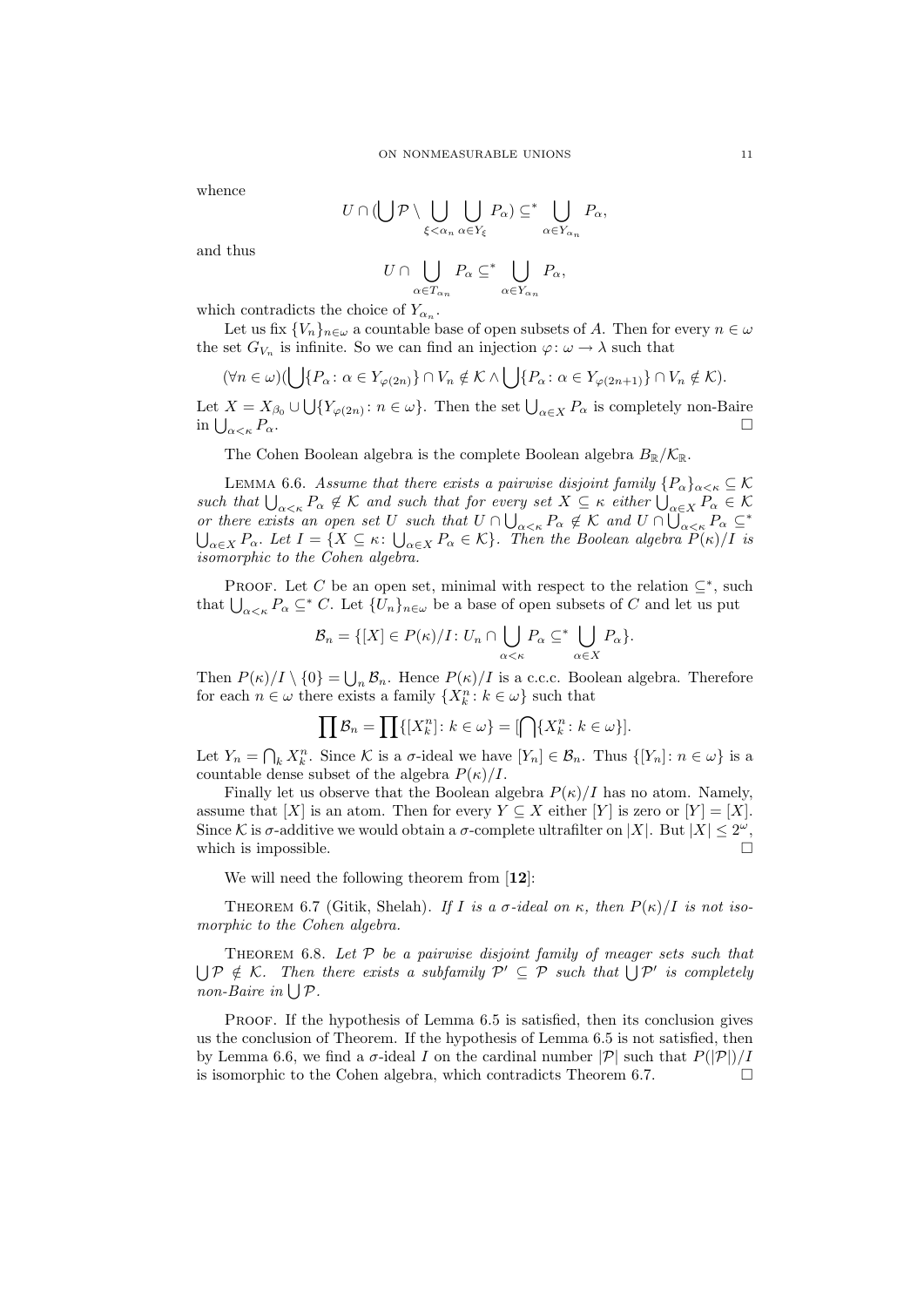whence

$$U \cap (\bigcup \mathcal{P} \setminus \bigcup_{\xi < \alpha_n} \bigcup_{\alpha \in Y_\xi} P_\alpha) \subseteq^* \bigcup_{\alpha \in Y_{\alpha_n}} P_\alpha,$$

and thus

$$U \cap \bigcup_{\alpha \in T_{\alpha_n}} P_\alpha \subseteq^* \bigcup_{\alpha \in Y_{\alpha_n}} P_\alpha,$$

which contradicts the choice of $Y_{\alpha_n}$.

Let us fix $\{V_n\}_{n\in\omega}$ a countable base of open subsets of $A$. Then for every $n \in \omega$ the set $G_{V_n}$ is infinite. So we can find an injection $\varphi\colon \omega \to \lambda$ such that

$$(\forall n \in \omega)(\bigcup\{P_\alpha \colon \alpha \in Y_{\varphi(2n)}\} \cap V_n \notin \mathcal{K} \wedge \bigcup\{P_\alpha \colon \alpha \in Y_{\varphi(2n+1)}\} \cap V_n \notin \mathcal{K}).$$

Let $X = X_{\beta_0} \cup \bigcup\{Y_{\varphi(2n)} \colon n \in \omega\}$. Then the set $\bigcup_{\alpha \in X} P_\alpha$ is completely non-Baire in $\bigcup_{\alpha<\kappa} P_\alpha$. $\square$

The Cohen Boolean algebra is the complete Boolean algebra $B_{\mathbb{R}}/\mathcal{K}_{\mathbb{R}}$.

Lemma 6.6. *Assume that there exists a pairwise disjoint family $\{P_\alpha\}_{\alpha<\kappa} \subseteq \mathcal{K}$ such that $\bigcup_{\alpha<\kappa} P_\alpha \notin \mathcal{K}$ and such that for every set $X \subseteq \kappa$ either $\bigcup_{\alpha\in X} P_\alpha \in \mathcal{K}$ or there exists an open set $U$ such that $U \cap \bigcup_{\alpha<\kappa} P_\alpha \notin \mathcal{K}$ and $U \cap \bigcup_{\alpha<\kappa} P_\alpha \subseteq^* \bigcup_{\alpha\in X} P_\alpha$. Let $I = \{X \subseteq \kappa \colon \bigcup_{\alpha\in X} P_\alpha \in \mathcal{K}\}$. Then the Boolean algebra $P(\kappa)/I$ is isomorphic to the Cohen algebra.*

Proof. Let $C$ be an open set, minimal with respect to the relation $\subseteq^*$, such that $\bigcup_{\alpha<\kappa} P_\alpha \subseteq^* C$. Let $\{U_n\}_{n\in\omega}$ be a base of open subsets of $C$ and let us put

$$\mathcal{B}_n = \{[X] \in P(\kappa)/I \colon U_n \cap \bigcup_{\alpha<\kappa} P_\alpha \subseteq^* \bigcup_{\alpha\in X} P_\alpha\}.$$

Then $P(\kappa)/I \setminus \{0\} = \bigcup_n \mathcal{B}_n$. Hence $P(\kappa)/I$ is a c.c.c. Boolean algebra. Therefore for each $n \in \omega$ there exists a family $\{X^n_k \colon k \in \omega\}$ such that

$$\prod \mathcal{B}_n = \prod\{[X^n_k] \colon k \in \omega\} = [\bigcap\{X^n_k \colon k \in \omega\}].$$

Let $Y_n = \bigcap_k X^n_k$. Since $\mathcal{K}$ is a $\sigma$-ideal we have $[Y_n] \in \mathcal{B}_n$. Thus $\{[Y_n] \colon n \in \omega\}$ is a countable dense subset of the algebra $P(\kappa)/I$.

Finally let us observe that the Boolean algebra $P(\kappa)/I$ has no atom. Namely, assume that $[X]$ is an atom. Then for every $Y \subseteq X$ either $[Y]$ is zero or $[Y] = [X]$. Since $\mathcal{K}$ is $\sigma$-additive we would obtain a $\sigma$-complete ultrafilter on $|X|$. But $|X| \leq 2^\omega$, which is impossible. $\square$

We will need the following theorem from [**12**]:

Theorem 6.7 (Gitik, Shelah). *If $I$ is a $\sigma$-ideal on $\kappa$, then $P(\kappa)/I$ is not isomorphic to the Cohen algebra.*

Theorem 6.8. *Let $\mathcal{P}$ be a pairwise disjoint family of meager sets such that $\bigcup \mathcal{P} \notin \mathcal{K}$. Then there exists a subfamily $\mathcal{P}' \subseteq \mathcal{P}$ such that $\bigcup \mathcal{P}'$ is completely non-Baire in $\bigcup \mathcal{P}$.*

Proof. If the hypothesis of Lemma 6.5 is satisfied, then its conclusion gives us the conclusion of Theorem. If the hypothesis of Lemma 6.5 is not satisfied, then by Lemma 6.6, we find a $\sigma$-ideal $I$ on the cardinal number $|\mathcal{P}|$ such that $P(|\mathcal{P}|)/I$ is isomorphic to the Cohen algebra, which contradicts Theorem 6.7. $\square$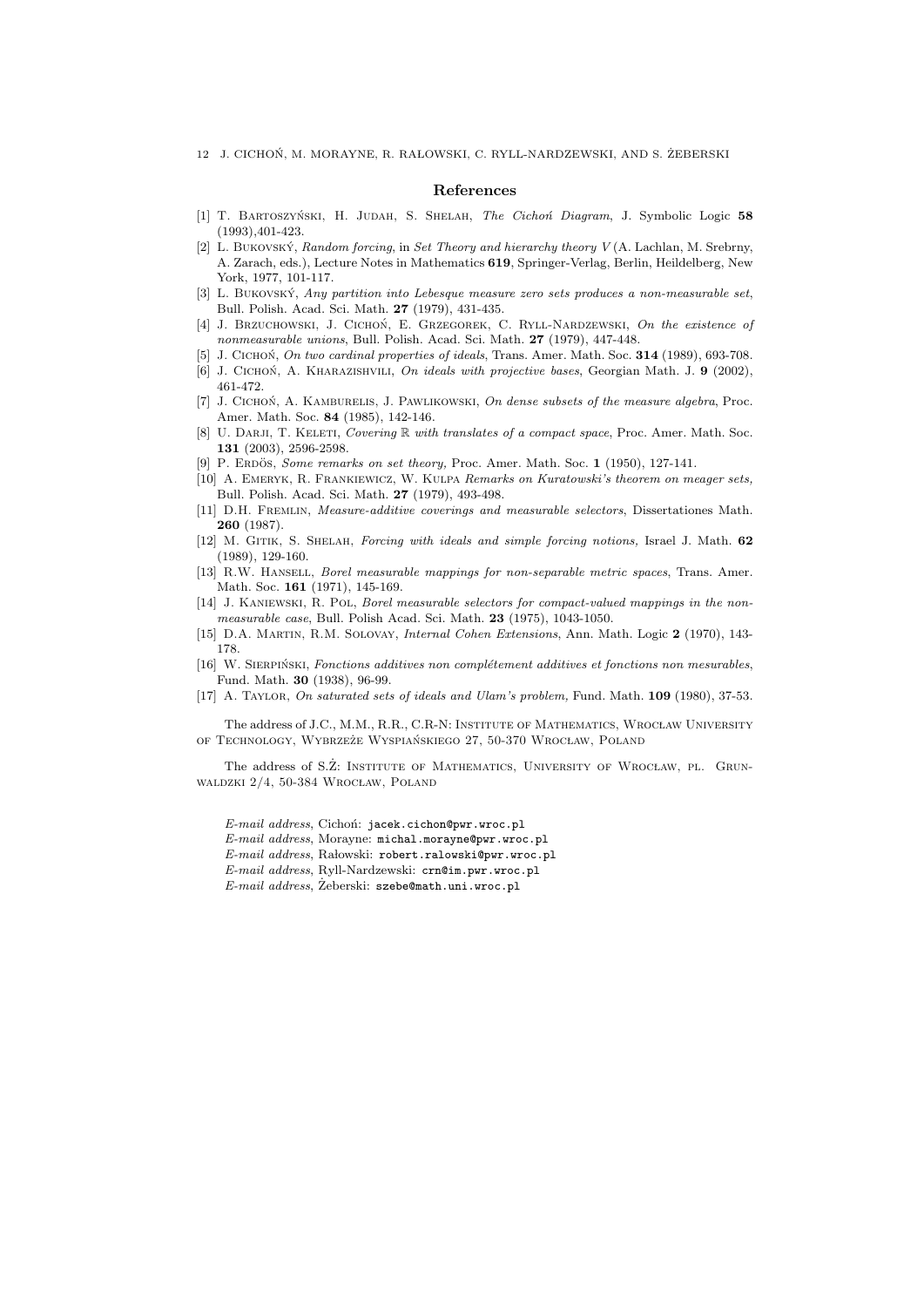## References

[1] T. Bartoszyński, H. Judah, S. Shelah, *The Cichoń Diagram*, J. Symbolic Logic **58** (1993),401-423.

[2] L. Bukovský, *Random forcing*, in *Set Theory and hierarchy theory V* (A. Lachlan, M. Srebrny, A. Zarach, eds.), Lecture Notes in Mathematics **619**, Springer-Verlag, Berlin, Heildelberg, New York, 1977, 101-117.

[3] L. Bukovský, *Any partition into Lebesque measure zero sets produces a non-measurable set*, Bull. Polish. Acad. Sci. Math. **27** (1979), 431-435.

[4] J. Brzuchowski, J. Cichoń, E. Grzegorek, C. Ryll-Nardzewski, *On the existence of nonmeasurable unions*, Bull. Polish. Acad. Sci. Math. **27** (1979), 447-448.

[5] J. Cichoń, *On two cardinal properties of ideals*, Trans. Amer. Math. Soc. **314** (1989), 693-708.

[6] J. Cichoń, A. Kharazishvili, *On ideals with projective bases*, Georgian Math. J. **9** (2002), 461-472.

[7] J. Cichoń, A. Kamburelis, J. Pawlikowski, *On dense subsets of the measure algebra*, Proc. Amer. Math. Soc. **84** (1985), 142-146.

[8] U. Darji, T. Keleti, *Covering* $\mathbb{R}$ *with translates of a compact space*, Proc. Amer. Math. Soc. **131** (2003), 2596-2598.

[9] P. Erdös, *Some remarks on set theory,* Proc. Amer. Math. Soc. **1** (1950), 127-141.

[10] A. Emeryk, R. Frankiewicz, W. Kulpa *Remarks on Kuratowski's theorem on meager sets,* Bull. Polish. Acad. Sci. Math. **27** (1979), 493-498.

[11] D.H. Fremlin, *Measure-additive coverings and measurable selectors*, Dissertationes Math. **260** (1987).

[12] M. Gitik, S. Shelah, *Forcing with ideals and simple forcing notions,* Israel J. Math. **62** (1989), 129-160.

[13] R.W. Hansell, *Borel measurable mappings for non-separable metric spaces*, Trans. Amer. Math. Soc. **161** (1971), 145-169.

[14] J. Kaniewski, R. Pol, *Borel measurable selectors for compact-valued mappings in the non-measurable case*, Bull. Polish Acad. Sci. Math. **23** (1975), 1043-1050.

[15] D.A. Martin, R.M. Solovay, *Internal Cohen Extensions*, Ann. Math. Logic **2** (1970), 143-178.

[16] W. Sierpiński, *Fonctions additives non complétement additives et fonctions non mesurables*, Fund. Math. **30** (1938), 96-99.

[17] A. Taylor, *On saturated sets of ideals and Ulam's problem,* Fund. Math. **109** (1980), 37-53.

The address of J.C., M.M., R.R., C.R-N: Institute of Mathematics, Wrocław University of Technology, Wybrzeże Wyspiańskiego 27, 50-370 Wrocław, Poland

The address of S.Ż: Institute of Mathematics, University of Wrocław, pl. Grunwaldzki 2/4, 50-384 Wrocław, Poland

*E-mail address*, Cichoń: `jacek.cichon@pwr.wroc.pl`
*E-mail address*, Morayne: `michal.morayne@pwr.wroc.pl`
*E-mail address*, Ralowski: `robert.ralowski@pwr.wroc.pl`
*E-mail address*, Ryll-Nardzewski: `crn@im.pwr.wroc.pl`
*E-mail address*, Żeberski: `szebe@math.uni.wroc.pl`